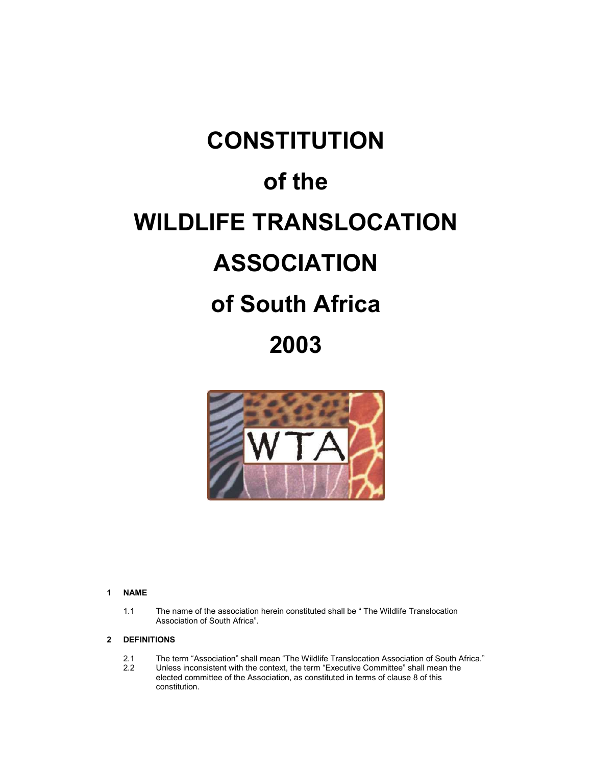# CONSTITUTION

# of the

# WILDLIFE TRANSLOCATION

# ASSOCIATION

# of South Africa

# 2003

WTA

## 1 NAME

1.1 The name of the association herein constituted shall be " The Wildlife Translocation Association of South Africa".

## 2 DEFINITIONS

2.1 The term "Association" shall mean "The Wildlife Translocation Association of South Africa."

2.2 Unless inconsistent with the context, the term "Executive Committee" shall mean the elected committee of the Association, as constituted in terms of clause 8 of this constitution.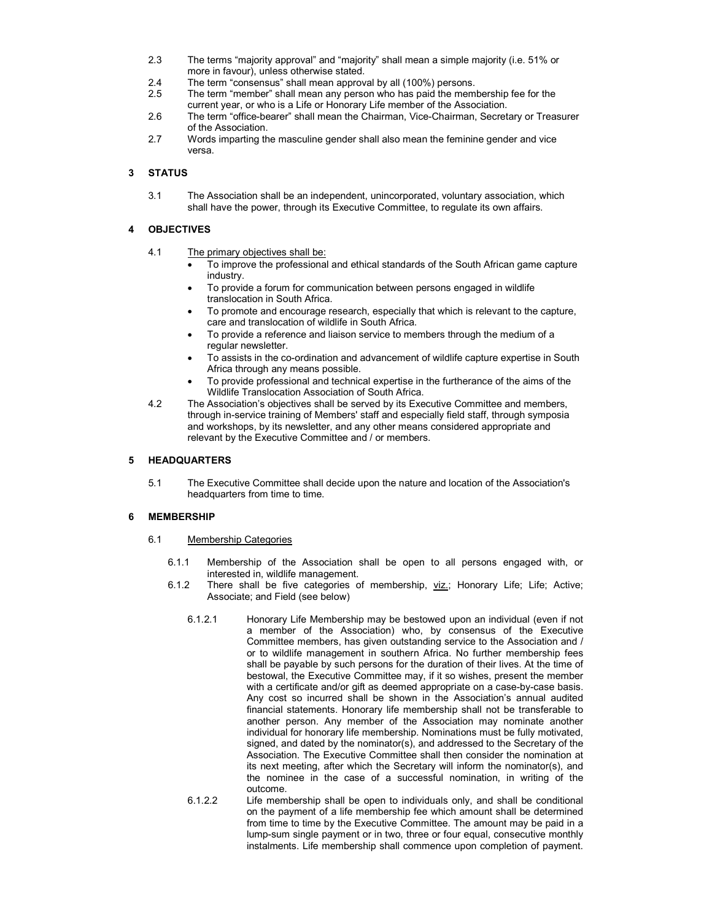2.3 The terms "majority approval" and "majority" shall mean a simple majority (i.e. 51% or more in favour), unless otherwise stated.

2.4 The term "consensus" shall mean approval by all (100%) persons.

2.5 The term "member" shall mean any person who has paid the membership fee for the current year, or who is a Life or Honorary Life member of the Association.

2.6 The term "office-bearer" shall mean the Chairman, Vice-Chairman, Secretary or Treasurer of the Association.

2.7 Words imparting the masculine gender shall also mean the feminine gender and vice versa.

## 3 STATUS

3.1 The Association shall be an independent, unincorporated, voluntary association, which shall have the power, through its Executive Committee, to regulate its own affairs.

## 4 OBJECTIVES

4.1 <u>The primary objectives shall be:</u>

- To improve the professional and ethical standards of the South African game capture industry.
- To provide a forum for communication between persons engaged in wildlife translocation in South Africa.
- To promote and encourage research, especially that which is relevant to the capture, care and translocation of wildlife in South Africa.
- To provide a reference and liaison service to members through the medium of a regular newsletter.
- To assists in the co-ordination and advancement of wildlife capture expertise in South Africa through any means possible.
- To provide professional and technical expertise in the furtherance of the aims of the Wildlife Translocation Association of South Africa.

4.2 The Association's objectives shall be served by its Executive Committee and members, through in-service training of Members' staff and especially field staff, through symposia and workshops, by its newsletter, and any other means considered appropriate and relevant by the Executive Committee and / or members.

## 5 HEADQUARTERS

5.1 The Executive Committee shall decide upon the nature and location of the Association's headquarters from time to time.

## 6 MEMBERSHIP

6.1 <u>Membership Categories</u>

6.1.1 Membership of the Association shall be open to all persons engaged with, or interested in, wildlife management.

6.1.2 There shall be five categories of membership, <u>viz.</u>; Honorary Life; Life; Active; Associate; and Field (see below)

6.1.2.1 Honorary Life Membership may be bestowed upon an individual (even if not a member of the Association) who, by consensus of the Executive Committee members, has given outstanding service to the Association and / or to wildlife management in southern Africa. No further membership fees shall be payable by such persons for the duration of their lives. At the time of bestowal, the Executive Committee may, if it so wishes, present the member with a certificate and/or gift as deemed appropriate on a case-by-case basis. Any cost so incurred shall be shown in the Association's annual audited financial statements. Honorary life membership shall not be transferable to another person. Any member of the Association may nominate another individual for honorary life membership. Nominations must be fully motivated, signed, and dated by the nominator(s), and addressed to the Secretary of the Association. The Executive Committee shall then consider the nomination at its next meeting, after which the Secretary will inform the nominator(s), and the nominee in the case of a successful nomination, in writing of the outcome.

6.1.2.2 Life membership shall be open to individuals only, and shall be conditional on the payment of a life membership fee which amount shall be determined from time to time by the Executive Committee. The amount may be paid in a lump-sum single payment or in two, three or four equal, consecutive monthly instalments. Life membership shall commence upon completion of payment.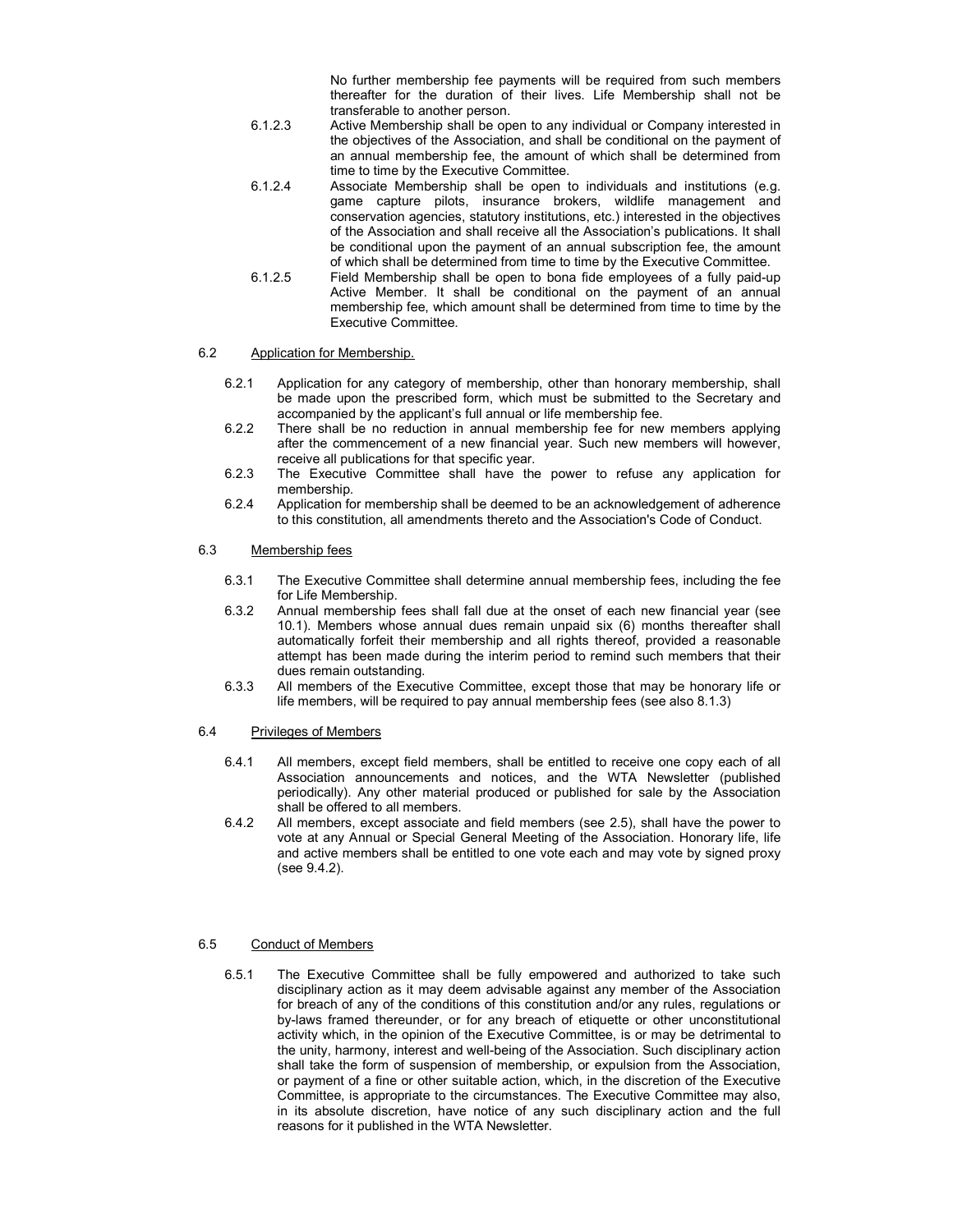No further membership fee payments will be required from such members thereafter for the duration of their lives. Life Membership shall not be transferable to another person.

6.1.2.3 Active Membership shall be open to any individual or Company interested in the objectives of the Association, and shall be conditional on the payment of an annual membership fee, the amount of which shall be determined from time to time by the Executive Committee.

6.1.2.4 Associate Membership shall be open to individuals and institutions (e.g. game capture pilots, insurance brokers, wildlife management and conservation agencies, statutory institutions, etc.) interested in the objectives of the Association and shall receive all the Association's publications. It shall be conditional upon the payment of an annual subscription fee, the amount of which shall be determined from time to time by the Executive Committee.

6.1.2.5 Field Membership shall be open to bona fide employees of a fully paid-up Active Member. It shall be conditional on the payment of an annual membership fee, which amount shall be determined from time to time by the Executive Committee.

6.2 <u>Application for Membership.</u>

6.2.1 Application for any category of membership, other than honorary membership, shall be made upon the prescribed form, which must be submitted to the Secretary and accompanied by the applicant's full annual or life membership fee.

6.2.2 There shall be no reduction in annual membership fee for new members applying after the commencement of a new financial year. Such new members will however, receive all publications for that specific year.

6.2.3 The Executive Committee shall have the power to refuse any application for membership.

6.2.4 Application for membership shall be deemed to be an acknowledgement of adherence to this constitution, all amendments thereto and the Association's Code of Conduct.

6.3 <u>Membership fees</u>

6.3.1 The Executive Committee shall determine annual membership fees, including the fee for Life Membership.

6.3.2 Annual membership fees shall fall due at the onset of each new financial year (see 10.1). Members whose annual dues remain unpaid six (6) months thereafter shall automatically forfeit their membership and all rights thereof, provided a reasonable attempt has been made during the interim period to remind such members that their dues remain outstanding.

6.3.3 All members of the Executive Committee, except those that may be honorary life or life members, will be required to pay annual membership fees (see also 8.1.3)

6.4 <u>Privileges of Members</u>

6.4.1 All members, except field members, shall be entitled to receive one copy each of all Association announcements and notices, and the WTA Newsletter (published periodically). Any other material produced or published for sale by the Association shall be offered to all members.

6.4.2 All members, except associate and field members (see 2.5), shall have the power to vote at any Annual or Special General Meeting of the Association. Honorary life, life and active members shall be entitled to one vote each and may vote by signed proxy (see 9.4.2).

6.5 <u>Conduct of Members</u>

6.5.1 The Executive Committee shall be fully empowered and authorized to take such disciplinary action as it may deem advisable against any member of the Association for breach of any of the conditions of this constitution and/or any rules, regulations or by-laws framed thereunder, or for any breach of etiquette or other unconstitutional activity which, in the opinion of the Executive Committee, is or may be detrimental to the unity, harmony, interest and well-being of the Association. Such disciplinary action shall take the form of suspension of membership, or expulsion from the Association, or payment of a fine or other suitable action, which, in the discretion of the Executive Committee, is appropriate to the circumstances. The Executive Committee may also, in its absolute discretion, have notice of any such disciplinary action and the full reasons for it published in the WTA Newsletter.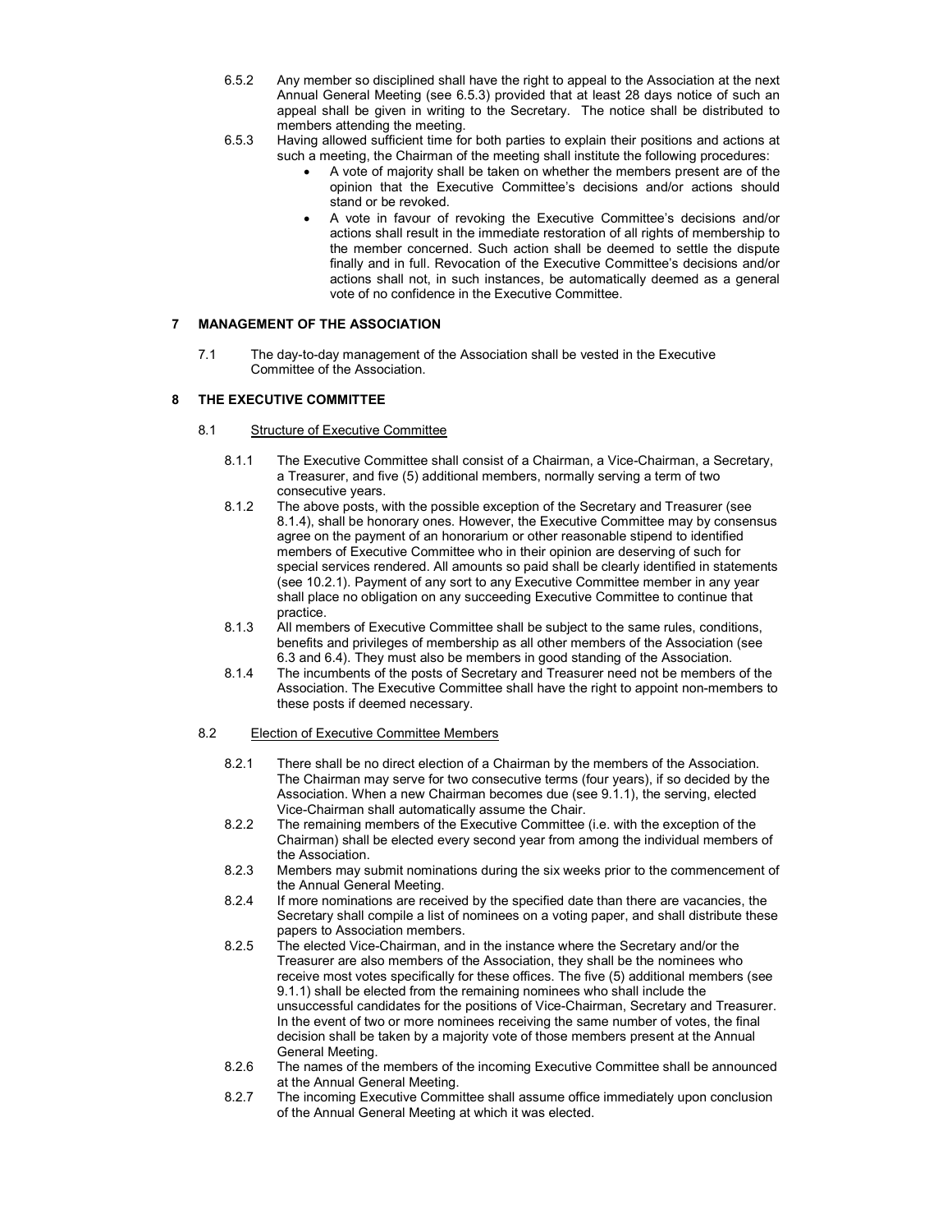6.5.2 Any member so disciplined shall have the right to appeal to the Association at the next Annual General Meeting (see 6.5.3) provided that at least 28 days notice of such an appeal shall be given in writing to the Secretary. The notice shall be distributed to members attending the meeting.

6.5.3 Having allowed sufficient time for both parties to explain their positions and actions at such a meeting, the Chairman of the meeting shall institute the following procedures:

- A vote of majority shall be taken on whether the members present are of the opinion that the Executive Committee's decisions and/or actions should stand or be revoked.
- A vote in favour of revoking the Executive Committee's decisions and/or actions shall result in the immediate restoration of all rights of membership to the member concerned. Such action shall be deemed to settle the dispute finally and in full. Revocation of the Executive Committee's decisions and/or actions shall not, in such instances, be automatically deemed as a general vote of no confidence in the Executive Committee.

## 7 MANAGEMENT OF THE ASSOCIATION

7.1 The day-to-day management of the Association shall be vested in the Executive Committee of the Association.

## 8 THE EXECUTIVE COMMITTEE

### 8.1 Structure of Executive Committee

8.1.1 The Executive Committee shall consist of a Chairman, a Vice-Chairman, a Secretary, a Treasurer, and five (5) additional members, normally serving a term of two consecutive years.

8.1.2 The above posts, with the possible exception of the Secretary and Treasurer (see 8.1.4), shall be honorary ones. However, the Executive Committee may by consensus agree on the payment of an honorarium or other reasonable stipend to identified members of Executive Committee who in their opinion are deserving of such for special services rendered. All amounts so paid shall be clearly identified in statements (see 10.2.1). Payment of any sort to any Executive Committee member in any year shall place no obligation on any succeeding Executive Committee to continue that practice.

8.1.3 All members of Executive Committee shall be subject to the same rules, conditions, benefits and privileges of membership as all other members of the Association (see 6.3 and 6.4). They must also be members in good standing of the Association.

8.1.4 The incumbents of the posts of Secretary and Treasurer need not be members of the Association. The Executive Committee shall have the right to appoint non-members to these posts if deemed necessary.

### 8.2 Election of Executive Committee Members

8.2.1 There shall be no direct election of a Chairman by the members of the Association. The Chairman may serve for two consecutive terms (four years), if so decided by the Association. When a new Chairman becomes due (see 9.1.1), the serving, elected Vice-Chairman shall automatically assume the Chair.

8.2.2 The remaining members of the Executive Committee (i.e. with the exception of the Chairman) shall be elected every second year from among the individual members of the Association.

8.2.3 Members may submit nominations during the six weeks prior to the commencement of the Annual General Meeting.

8.2.4 If more nominations are received by the specified date than there are vacancies, the Secretary shall compile a list of nominees on a voting paper, and shall distribute these papers to Association members.

8.2.5 The elected Vice-Chairman, and in the instance where the Secretary and/or the Treasurer are also members of the Association, they shall be the nominees who receive most votes specifically for these offices. The five (5) additional members (see 9.1.1) shall be elected from the remaining nominees who shall include the unsuccessful candidates for the positions of Vice-Chairman, Secretary and Treasurer. In the event of two or more nominees receiving the same number of votes, the final decision shall be taken by a majority vote of those members present at the Annual General Meeting.

8.2.6 The names of the members of the incoming Executive Committee shall be announced at the Annual General Meeting.

8.2.7 The incoming Executive Committee shall assume office immediately upon conclusion of the Annual General Meeting at which it was elected.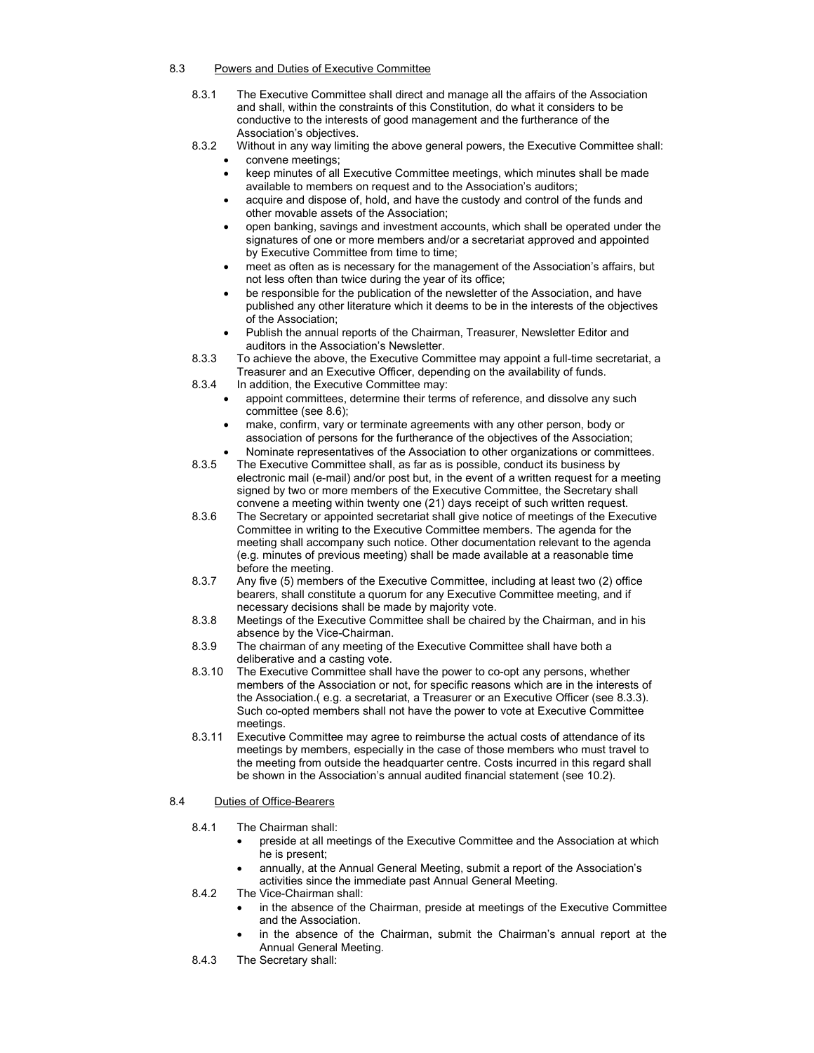8.3 Powers and Duties of Executive Committee

8.3.1 The Executive Committee shall direct and manage all the affairs of the Association and shall, within the constraints of this Constitution, do what it considers to be conductive to the interests of good management and the furtherance of the Association's objectives.

8.3.2 Without in any way limiting the above general powers, the Executive Committee shall:

- convene meetings;
- keep minutes of all Executive Committee meetings, which minutes shall be made available to members on request and to the Association's auditors;
- acquire and dispose of, hold, and have the custody and control of the funds and other movable assets of the Association;
- open banking, savings and investment accounts, which shall be operated under the signatures of one or more members and/or a secretariat approved and appointed by Executive Committee from time to time;
- meet as often as is necessary for the management of the Association's affairs, but not less often than twice during the year of its office;
- be responsible for the publication of the newsletter of the Association, and have published any other literature which it deems to be in the interests of the objectives of the Association;
- Publish the annual reports of the Chairman, Treasurer, Newsletter Editor and auditors in the Association's Newsletter.

8.3.3 To achieve the above, the Executive Committee may appoint a full-time secretariat, a Treasurer and an Executive Officer, depending on the availability of funds.

8.3.4 In addition, the Executive Committee may:

- appoint committees, determine their terms of reference, and dissolve any such committee (see 8.6);
- make, confirm, vary or terminate agreements with any other person, body or association of persons for the furtherance of the objectives of the Association;
- Nominate representatives of the Association to other organizations or committees.

8.3.5 The Executive Committee shall, as far as is possible, conduct its business by electronic mail (e-mail) and/or post but, in the event of a written request for a meeting signed by two or more members of the Executive Committee, the Secretary shall convene a meeting within twenty one (21) days receipt of such written request.

8.3.6 The Secretary or appointed secretariat shall give notice of meetings of the Executive Committee in writing to the Executive Committee members. The agenda for the meeting shall accompany such notice. Other documentation relevant to the agenda (e.g. minutes of previous meeting) shall be made available at a reasonable time before the meeting.

8.3.7 Any five (5) members of the Executive Committee, including at least two (2) office bearers, shall constitute a quorum for any Executive Committee meeting, and if necessary decisions shall be made by majority vote.

8.3.8 Meetings of the Executive Committee shall be chaired by the Chairman, and in his absence by the Vice-Chairman.

8.3.9 The chairman of any meeting of the Executive Committee shall have both a deliberative and a casting vote.

8.3.10 The Executive Committee shall have the power to co-opt any persons, whether members of the Association or not, for specific reasons which are in the interests of the Association.( e.g. a secretariat, a Treasurer or an Executive Officer (see 8.3.3). Such co-opted members shall not have the power to vote at Executive Committee meetings.

8.3.11 Executive Committee may agree to reimburse the actual costs of attendance of its meetings by members, especially in the case of those members who must travel to the meeting from outside the headquarter centre. Costs incurred in this regard shall be shown in the Association's annual audited financial statement (see 10.2).

8.4 Duties of Office-Bearers

8.4.1 The Chairman shall:

- preside at all meetings of the Executive Committee and the Association at which he is present;
- annually, at the Annual General Meeting, submit a report of the Association's activities since the immediate past Annual General Meeting.

8.4.2 The Vice-Chairman shall:

- in the absence of the Chairman, preside at meetings of the Executive Committee and the Association.
- in the absence of the Chairman, submit the Chairman's annual report at the Annual General Meeting.

8.4.3 The Secretary shall: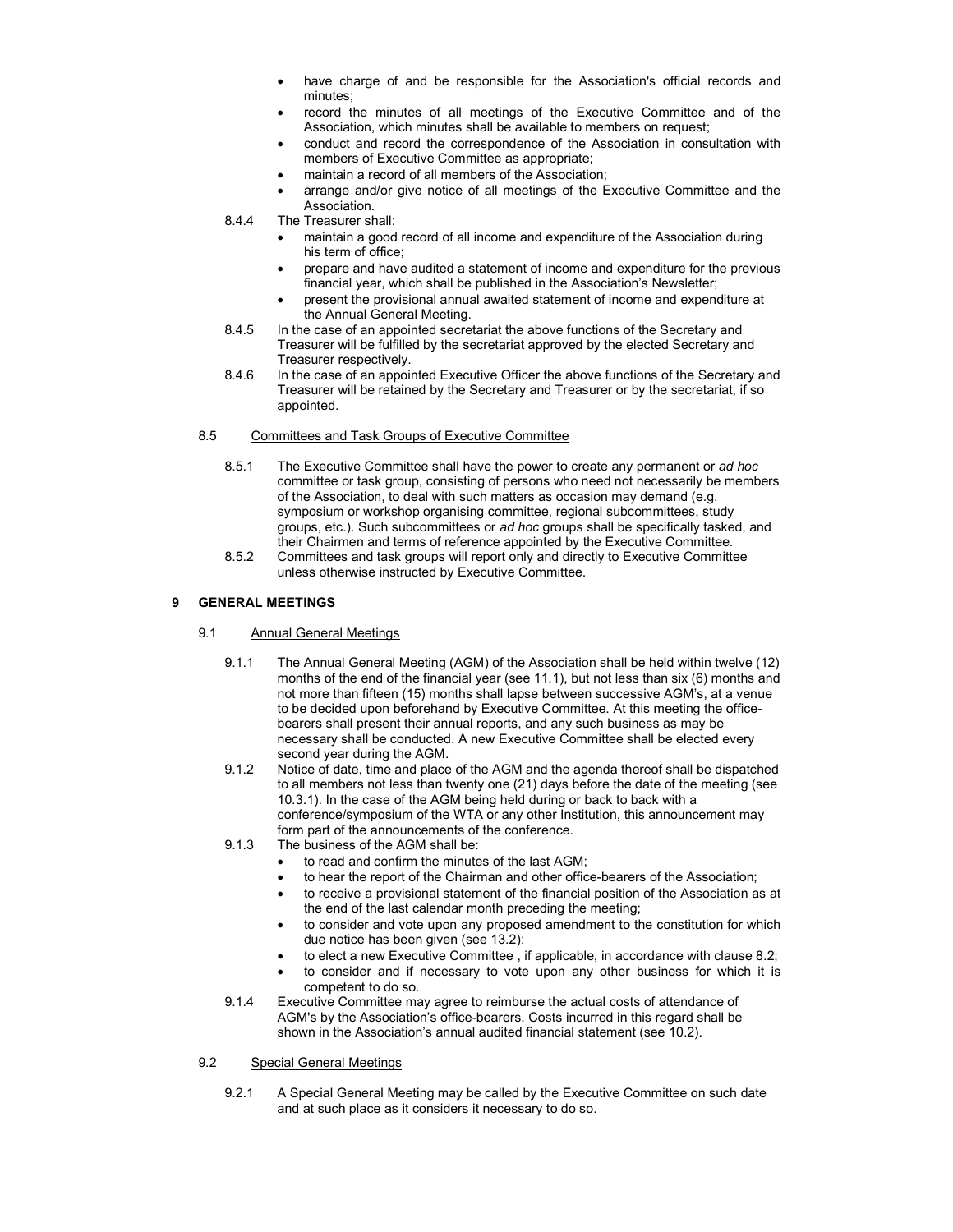- have charge of and be responsible for the Association's official records and minutes;
- record the minutes of all meetings of the Executive Committee and of the Association, which minutes shall be available to members on request;
- conduct and record the correspondence of the Association in consultation with members of Executive Committee as appropriate;
- maintain a record of all members of the Association;
- arrange and/or give notice of all meetings of the Executive Committee and the Association.

8.4.4 The Treasurer shall:

- maintain a good record of all income and expenditure of the Association during his term of office;
- prepare and have audited a statement of income and expenditure for the previous financial year, which shall be published in the Association's Newsletter;
- present the provisional annual awaited statement of income and expenditure at the Annual General Meeting.

8.4.5 In the case of an appointed secretariat the above functions of the Secretary and Treasurer will be fulfilled by the secretariat approved by the elected Secretary and Treasurer respectively.

8.4.6 In the case of an appointed Executive Officer the above functions of the Secretary and Treasurer will be retained by the Secretary and Treasurer or by the secretariat, if so appointed.

8.5 Committees and Task Groups of Executive Committee

8.5.1 The Executive Committee shall have the power to create any permanent or *ad hoc* committee or task group, consisting of persons who need not necessarily be members of the Association, to deal with such matters as occasion may demand (e.g. symposium or workshop organising committee, regional subcommittees, study groups, etc.). Such subcommittees or *ad hoc* groups shall be specifically tasked, and their Chairmen and terms of reference appointed by the Executive Committee.

8.5.2 Committees and task groups will report only and directly to Executive Committee unless otherwise instructed by Executive Committee.

## 9 GENERAL MEETINGS

9.1 Annual General Meetings

9.1.1 The Annual General Meeting (AGM) of the Association shall be held within twelve (12) months of the end of the financial year (see 11.1), but not less than six (6) months and not more than fifteen (15) months shall lapse between successive AGM's, at a venue to be decided upon beforehand by Executive Committee. At this meeting the office-bearers shall present their annual reports, and any such business as may be necessary shall be conducted. A new Executive Committee shall be elected every second year during the AGM.

9.1.2 Notice of date, time and place of the AGM and the agenda thereof shall be dispatched to all members not less than twenty one (21) days before the date of the meeting (see 10.3.1). In the case of the AGM being held during or back to back with a conference/symposium of the WTA or any other Institution, this announcement may form part of the announcements of the conference.

9.1.3 The business of the AGM shall be:

- to read and confirm the minutes of the last AGM;
- to hear the report of the Chairman and other office-bearers of the Association;
- to receive a provisional statement of the financial position of the Association as at the end of the last calendar month preceding the meeting;
- to consider and vote upon any proposed amendment to the constitution for which due notice has been given (see 13.2);
- to elect a new Executive Committee , if applicable, in accordance with clause 8.2;
- to consider and if necessary to vote upon any other business for which it is competent to do so.

9.1.4 Executive Committee may agree to reimburse the actual costs of attendance of AGM's by the Association's office-bearers. Costs incurred in this regard shall be shown in the Association's annual audited financial statement (see 10.2).

9.2 Special General Meetings

9.2.1 A Special General Meeting may be called by the Executive Committee on such date and at such place as it considers it necessary to do so.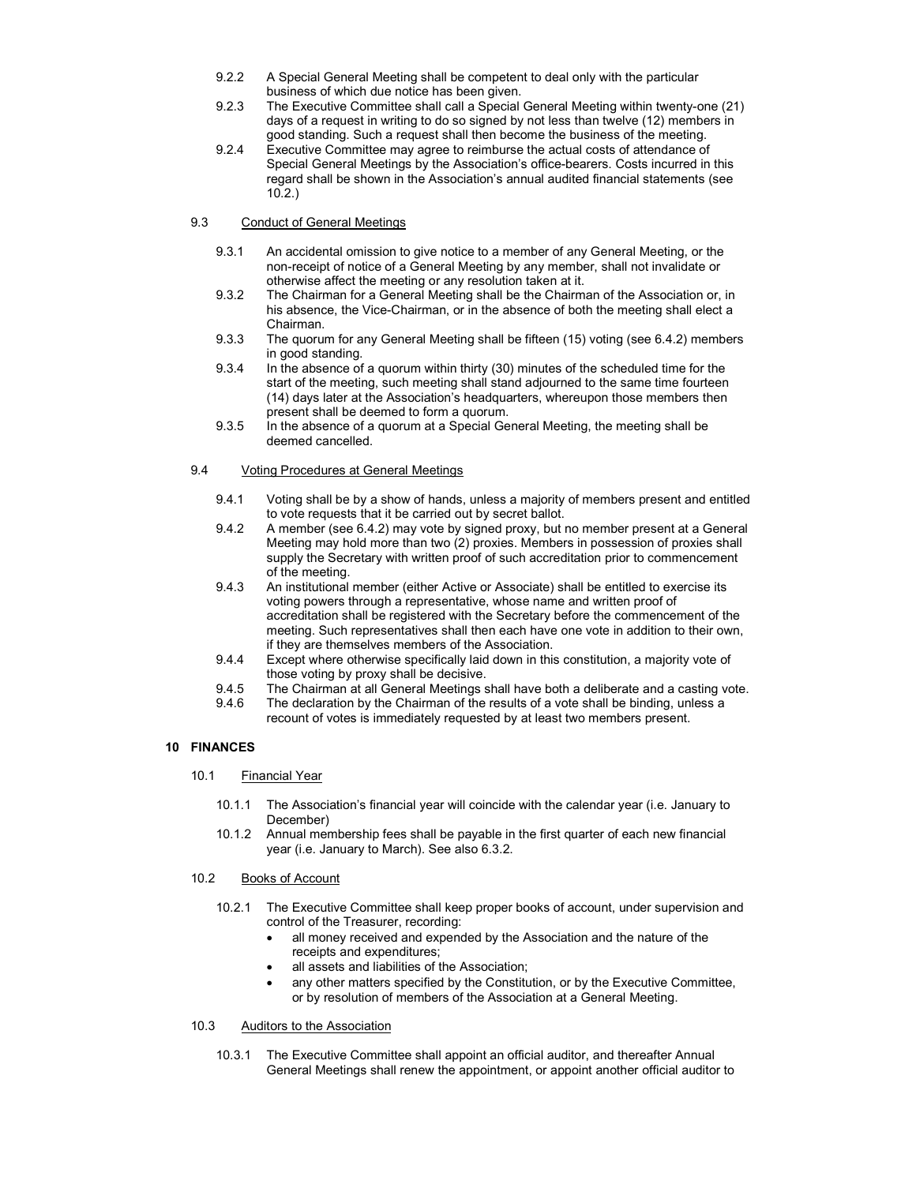9.2.2 A Special General Meeting shall be competent to deal only with the particular business of which due notice has been given.

9.2.3 The Executive Committee shall call a Special General Meeting within twenty-one (21) days of a request in writing to do so signed by not less than twelve (12) members in good standing. Such a request shall then become the business of the meeting.

9.2.4 Executive Committee may agree to reimburse the actual costs of attendance of Special General Meetings by the Association's office-bearers. Costs incurred in this regard shall be shown in the Association's annual audited financial statements (see 10.2.)

9.3 Conduct of General Meetings

9.3.1 An accidental omission to give notice to a member of any General Meeting, or the non-receipt of notice of a General Meeting by any member, shall not invalidate or otherwise affect the meeting or any resolution taken at it.

9.3.2 The Chairman for a General Meeting shall be the Chairman of the Association or, in his absence, the Vice-Chairman, or in the absence of both the meeting shall elect a Chairman.

9.3.3 The quorum for any General Meeting shall be fifteen (15) voting (see 6.4.2) members in good standing.

9.3.4 In the absence of a quorum within thirty (30) minutes of the scheduled time for the start of the meeting, such meeting shall stand adjourned to the same time fourteen (14) days later at the Association's headquarters, whereupon those members then present shall be deemed to form a quorum.

9.3.5 In the absence of a quorum at a Special General Meeting, the meeting shall be deemed cancelled.

9.4 Voting Procedures at General Meetings

9.4.1 Voting shall be by a show of hands, unless a majority of members present and entitled to vote requests that it be carried out by secret ballot.

9.4.2 A member (see 6.4.2) may vote by signed proxy, but no member present at a General Meeting may hold more than two (2) proxies. Members in possession of proxies shall supply the Secretary with written proof of such accreditation prior to commencement of the meeting.

9.4.3 An institutional member (either Active or Associate) shall be entitled to exercise its voting powers through a representative, whose name and written proof of accreditation shall be registered with the Secretary before the commencement of the meeting. Such representatives shall then each have one vote in addition to their own, if they are themselves members of the Association.

9.4.4 Except where otherwise specifically laid down in this constitution, a majority vote of those voting by proxy shall be decisive.

9.4.5 The Chairman at all General Meetings shall have both a deliberate and a casting vote.

9.4.6 The declaration by the Chairman of the results of a vote shall be binding, unless a recount of votes is immediately requested by at least two members present.

## 10 FINANCES

10.1 Financial Year

10.1.1 The Association's financial year will coincide with the calendar year (i.e. January to December)

10.1.2 Annual membership fees shall be payable in the first quarter of each new financial year (i.e. January to March). See also 6.3.2.

10.2 Books of Account

10.2.1 The Executive Committee shall keep proper books of account, under supervision and control of the Treasurer, recording:

- all money received and expended by the Association and the nature of the receipts and expenditures;
- all assets and liabilities of the Association;
- any other matters specified by the Constitution, or by the Executive Committee, or by resolution of members of the Association at a General Meeting.

10.3 Auditors to the Association

10.3.1 The Executive Committee shall appoint an official auditor, and thereafter Annual General Meetings shall renew the appointment, or appoint another official auditor to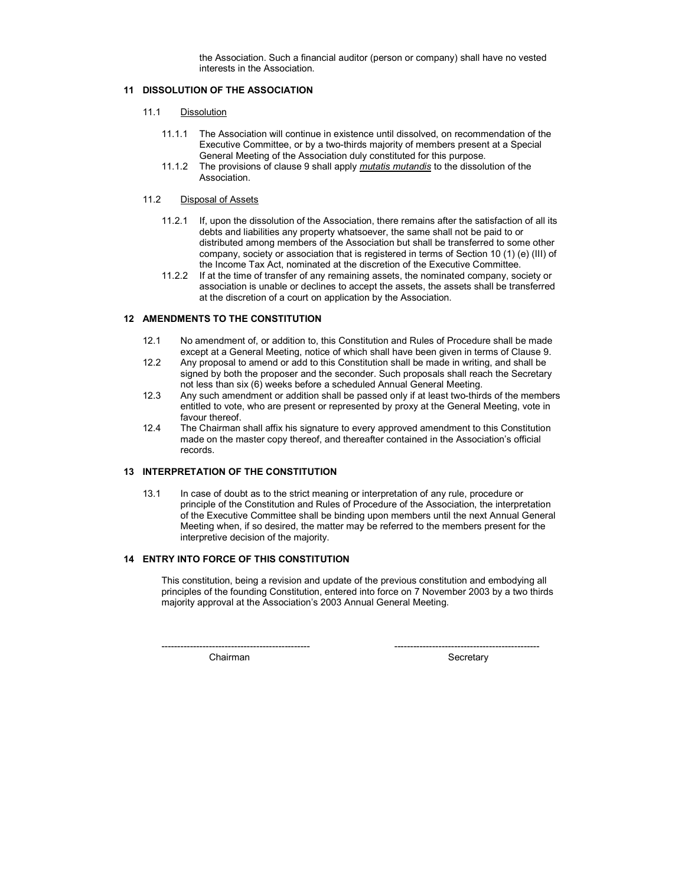the Association. Such a financial auditor (person or company) shall have no vested interests in the Association.

## 11 DISSOLUTION OF THE ASSOCIATION

### 11.1 Dissolution

11.1.1 The Association will continue in existence until dissolved, on recommendation of the Executive Committee, or by a two-thirds majority of members present at a Special General Meeting of the Association duly constituted for this purpose.

11.1.2 The provisions of clause 9 shall apply ***mutatis mutandis*** to the dissolution of the Association.

### 11.2 Disposal of Assets

11.2.1 If, upon the dissolution of the Association, there remains after the satisfaction of all its debts and liabilities any property whatsoever, the same shall not be paid to or distributed among members of the Association but shall be transferred to some other company, society or association that is registered in terms of Section 10 (1) (e) (III) of the Income Tax Act, nominated at the discretion of the Executive Committee.

11.2.2 If at the time of transfer of any remaining assets, the nominated company, society or association is unable or declines to accept the assets, the assets shall be transferred at the discretion of a court on application by the Association.

## 12 AMENDMENTS TO THE CONSTITUTION

12.1 No amendment of, or addition to, this Constitution and Rules of Procedure shall be made except at a General Meeting, notice of which shall have been given in terms of Clause 9.

12.2 Any proposal to amend or add to this Constitution shall be made in writing, and shall be signed by both the proposer and the seconder. Such proposals shall reach the Secretary not less than six (6) weeks before a scheduled Annual General Meeting.

12.3 Any such amendment or addition shall be passed only if at least two-thirds of the members entitled to vote, who are present or represented by proxy at the General Meeting, vote in favour thereof.

12.4 The Chairman shall affix his signature to every approved amendment to this Constitution made on the master copy thereof, and thereafter contained in the Association's official records.

## 13 INTERPRETATION OF THE CONSTITUTION

13.1 In case of doubt as to the strict meaning or interpretation of any rule, procedure or principle of the Constitution and Rules of Procedure of the Association, the interpretation of the Executive Committee shall be binding upon members until the next Annual General Meeting when, if so desired, the matter may be referred to the members present for the interpretive decision of the majority.

## 14 ENTRY INTO FORCE OF THIS CONSTITUTION

This constitution, being a revision and update of the previous constitution and embodying all principles of the founding Constitution, entered into force on 7 November 2003 by a two thirds majority approval at the Association's 2003 Annual General Meeting.

-----------------------------------------------
Chairman

-----------------------------------------------
Secretary